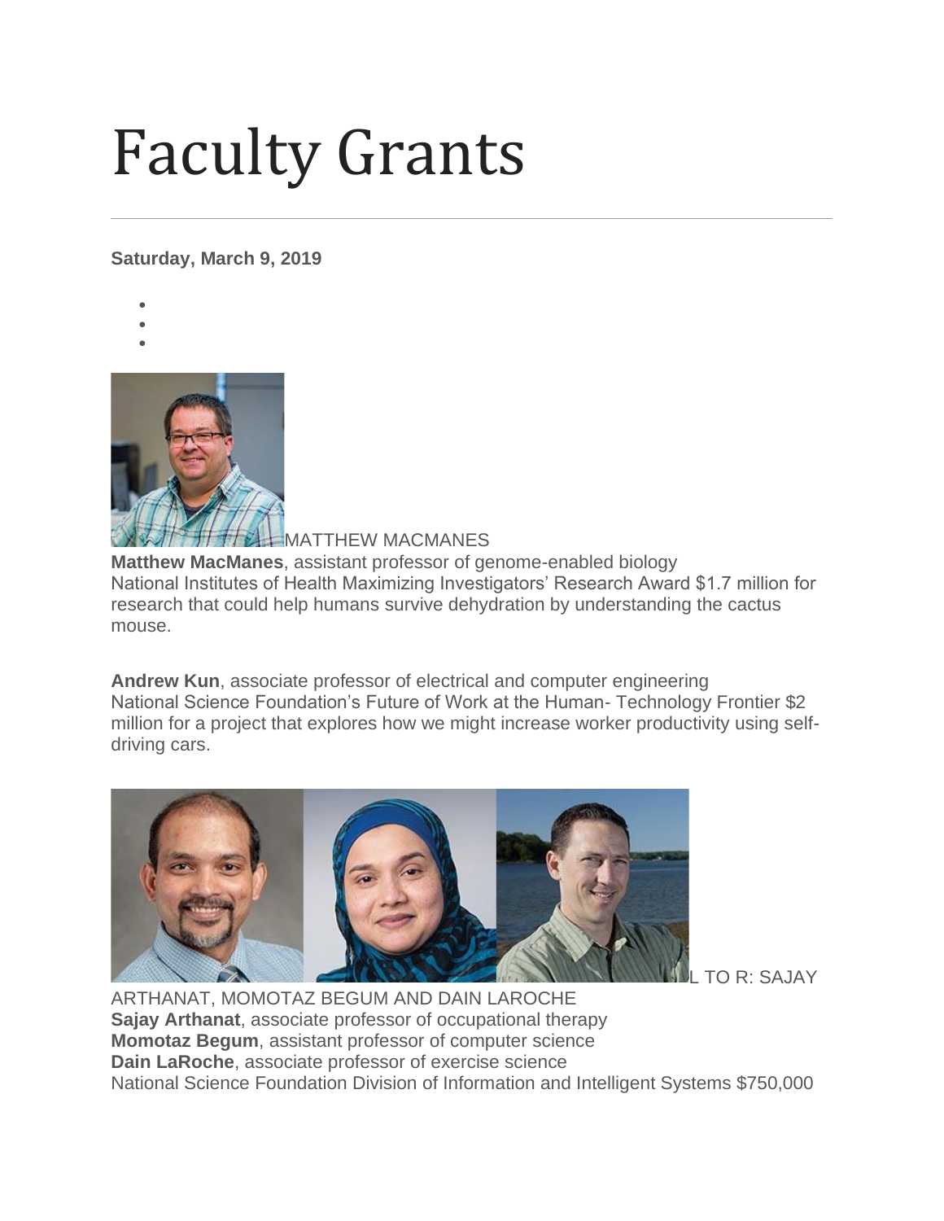# Faculty Grants

**Saturday, March 9, 2019**

MATTHEW MACMANES

**Matthew MacManes**, assistant professor of genome-enabled biology
National Institutes of Health Maximizing Investigators' Research Award $1.7 million for research that could help humans survive dehydration by understanding the cactus mouse.

**Andrew Kun**, associate professor of electrical and computer engineering
National Science Foundation's Future of Work at the Human- Technology Frontier $2 million for a project that explores how we might increase worker productivity using self-driving cars.

L TO R: SAJAY ARTHANAT, MOMOTAZ BEGUM AND DAIN LAROCHE

**Sajay Arthanat**, associate professor of occupational therapy
**Momotaz Begum**, assistant professor of computer science
**Dain LaRoche**, associate professor of exercise science
National Science Foundation Division of Information and Intelligent Systems $750,000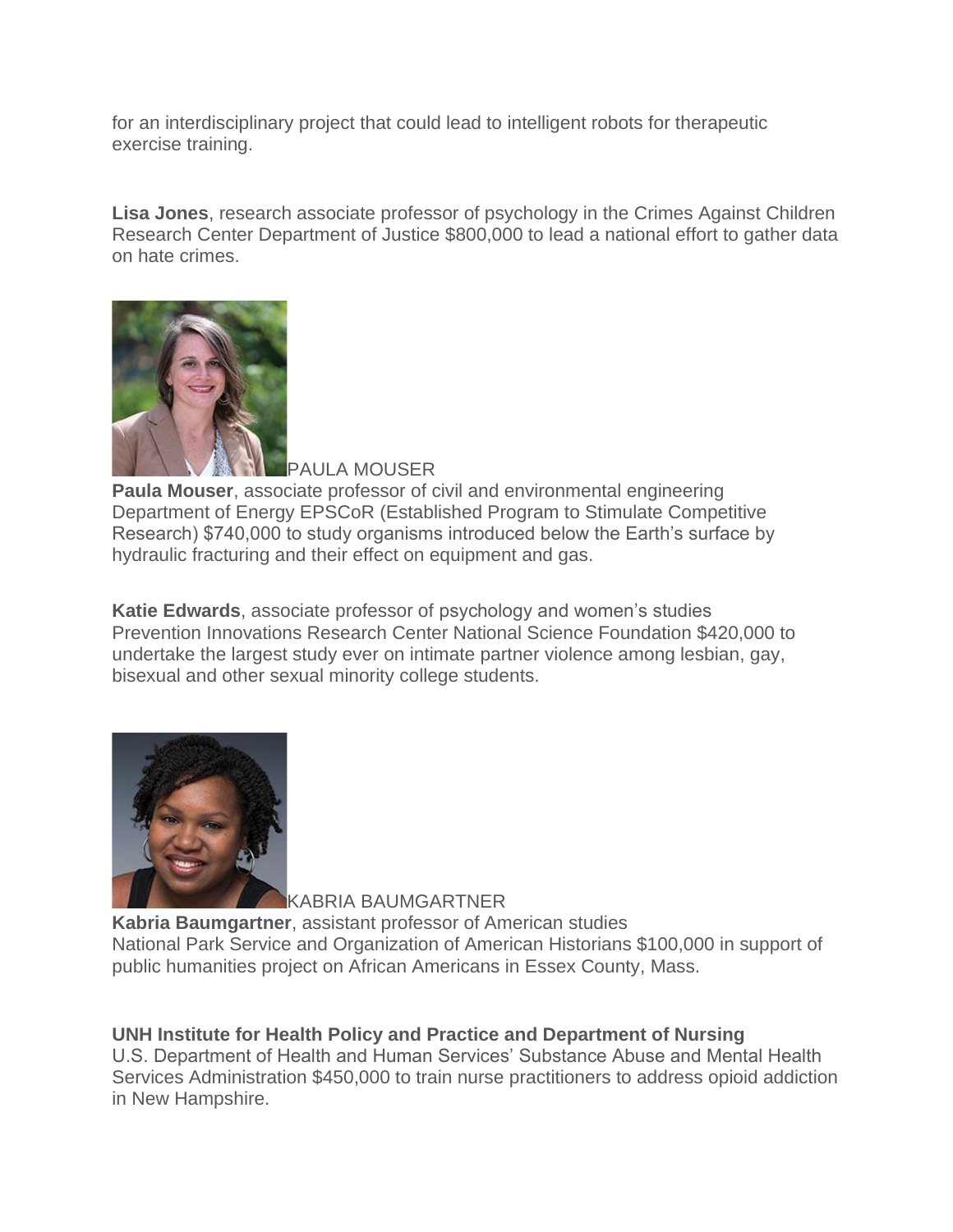for an interdisciplinary project that could lead to intelligent robots for therapeutic exercise training.

**Lisa Jones**, research associate professor of psychology in the Crimes Against Children Research Center Department of Justice $800,000 to lead a national effort to gather data on hate crimes.

PAULA MOUSER

**Paula Mouser**, associate professor of civil and environmental engineering
Department of Energy EPSCoR (Established Program to Stimulate Competitive Research) $740,000 to study organisms introduced below the Earth's surface by hydraulic fracturing and their effect on equipment and gas.

**Katie Edwards**, associate professor of psychology and women's studies
Prevention Innovations Research Center National Science Foundation $420,000 to undertake the largest study ever on intimate partner violence among lesbian, gay, bisexual and other sexual minority college students.

KABRIA BAUMGARTNER

**Kabria Baumgartner**, assistant professor of American studies
National Park Service and Organization of American Historians $100,000 in support of public humanities project on African Americans in Essex County, Mass.

**UNH Institute for Health Policy and Practice and Department of Nursing**
U.S. Department of Health and Human Services' Substance Abuse and Mental Health Services Administration $450,000 to train nurse practitioners to address opioid addiction in New Hampshire.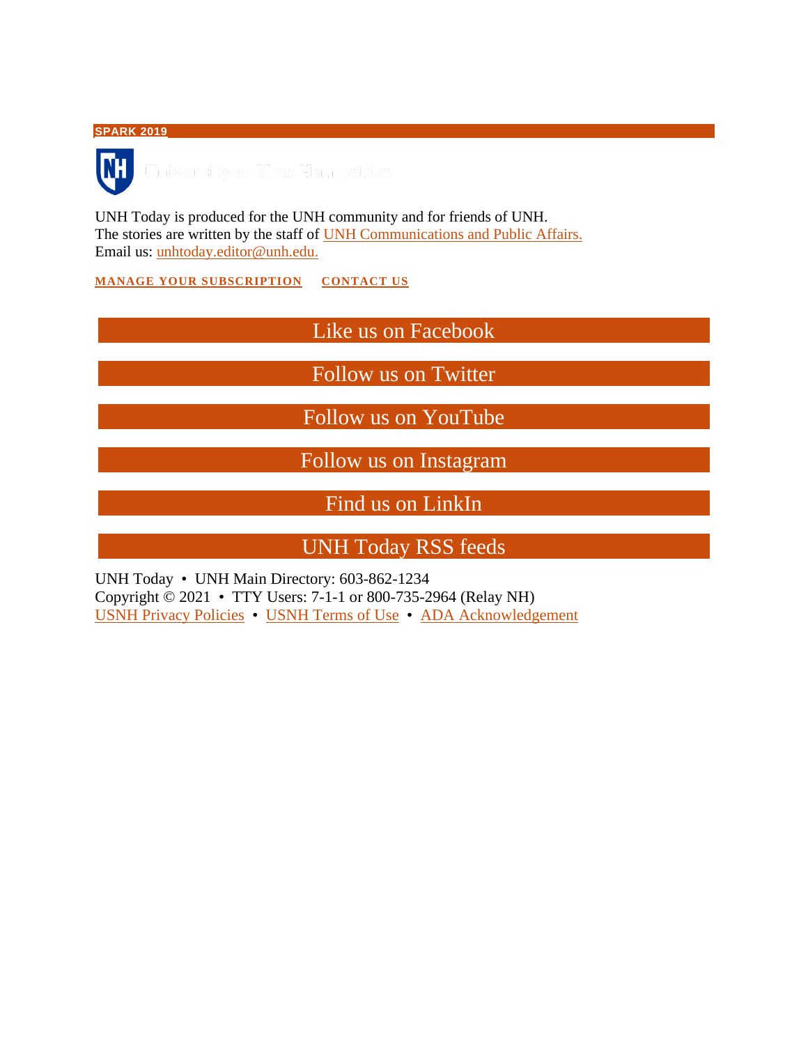SPARK 2019

University of New Hampshire

UNH Today is produced for the UNH community and for friends of UNH.
The stories are written by the staff of UNH Communications and Public Affairs.
Email us: unhtoday.editor@unh.edu.

**MANAGE YOUR SUBSCRIPTION** **CONTACT US**

Like us on Facebook

Follow us on Twitter

Follow us on YouTube

Follow us on Instagram

Find us on LinkIn

UNH Today RSS feeds

UNH Today • UNH Main Directory: 603-862-1234
Copyright © 2021 • TTY Users: 7-1-1 or 800-735-2964 (Relay NH)
USNH Privacy Policies • USNH Terms of Use • ADA Acknowledgement